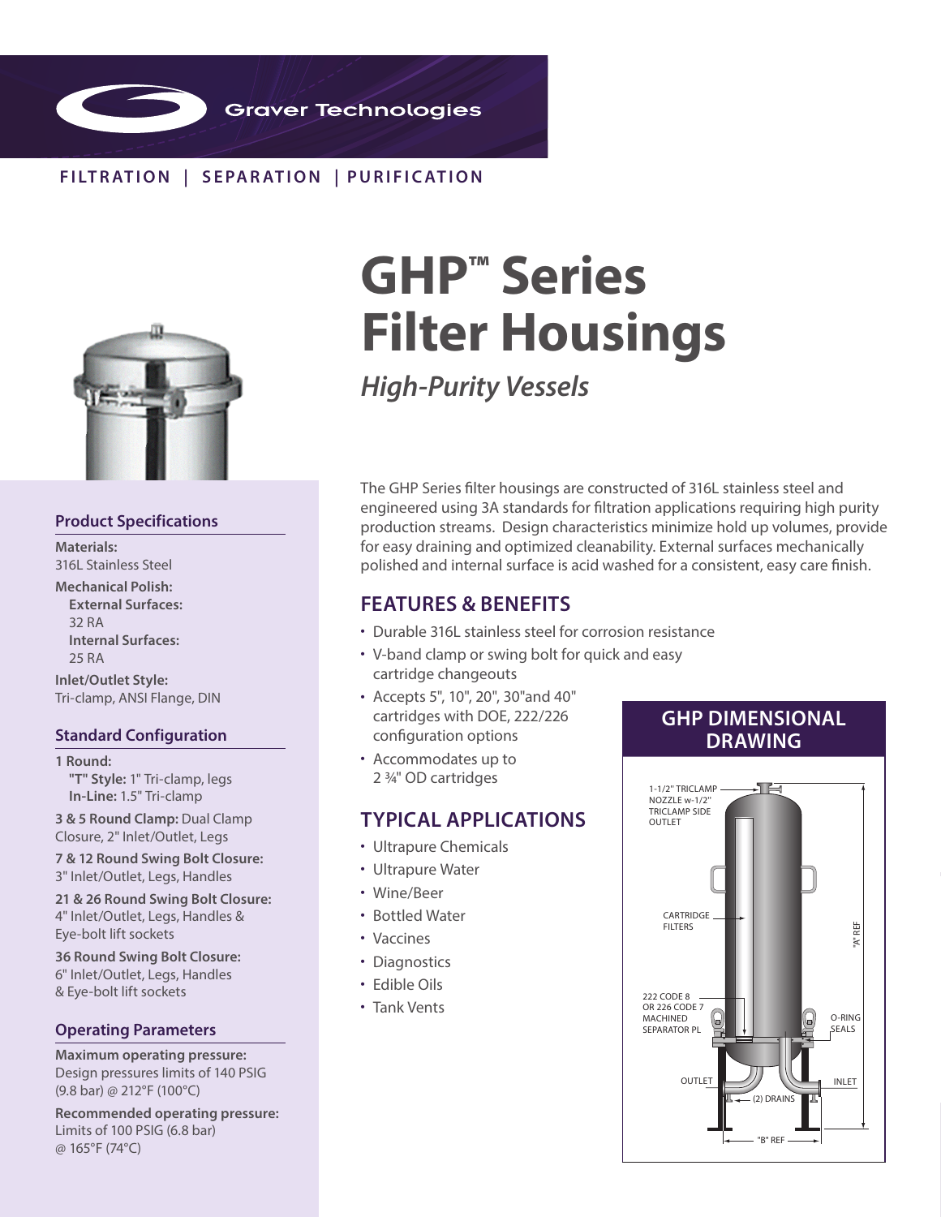Graver Technologies

FILTRATION | SEPARATION | PURIFICATION

# GHP™ Series Filter Housings

## *High-Purity Vessels*

The GHP Series filter housings are constructed of 316L stainless steel and engineered using 3A standards for filtration applications requiring high purity production streams. Design characteristics minimize hold up volumes, provide for easy draining and optimized cleanability. External surfaces mechanically polished and internal surface is acid washed for a consistent, easy care finish.

## FEATURES & BENEFITS

- Durable 316L stainless steel for corrosion resistance
- V-band clamp or swing bolt for quick and easy cartridge changeouts
- Accepts 5", 10", 20", 30"and 40" cartridges with DOE, 222/226 configuration options
- Accommodates up to 2 ¾" OD cartridges

## TYPICAL APPLICATIONS

- Ultrapure Chemicals
- Ultrapure Water
- Wine/Beer
- Bottled Water
- Vaccines
- Diagnostics
- Edible Oils
- Tank Vents

## GHP DIMENSIONAL DRAWING

1-1/2" TRICLAMP NOZZLE w-1/2" TRICLAMP SIDE OUTLET

CARTRIDGE FILTERS

222 CODE 8 OR 226 CODE 7 MACHINED SEPARATOR PL

O-RING SEALS

OUTLET

INLET

(2) DRAINS

"A" REF

"B" REF

### Product Specifications

**Materials:**
316L Stainless Steel

**Mechanical Polish:**
**External Surfaces:**
32 RA
**Internal Surfaces:**
25 RA

**Inlet/Outlet Style:**
Tri-clamp, ANSI Flange, DIN

### Standard Configuration

**1 Round:**
**"T" Style:** 1" Tri-clamp, legs
**In-Line:** 1.5" Tri-clamp

**3 & 5 Round Clamp:** Dual Clamp Closure, 2" Inlet/Outlet, Legs

**7 & 12 Round Swing Bolt Closure:** 3" Inlet/Outlet, Legs, Handles

**21 & 26 Round Swing Bolt Closure:** 4" Inlet/Outlet, Legs, Handles & Eye-bolt lift sockets

**36 Round Swing Bolt Closure:** 6" Inlet/Outlet, Legs, Handles & Eye-bolt lift sockets

### Operating Parameters

**Maximum operating pressure:**
Design pressures limits of 140 PSIG (9.8 bar) @ 212°F (100°C)

**Recommended operating pressure:**
Limits of 100 PSIG (6.8 bar) @ 165°F (74°C)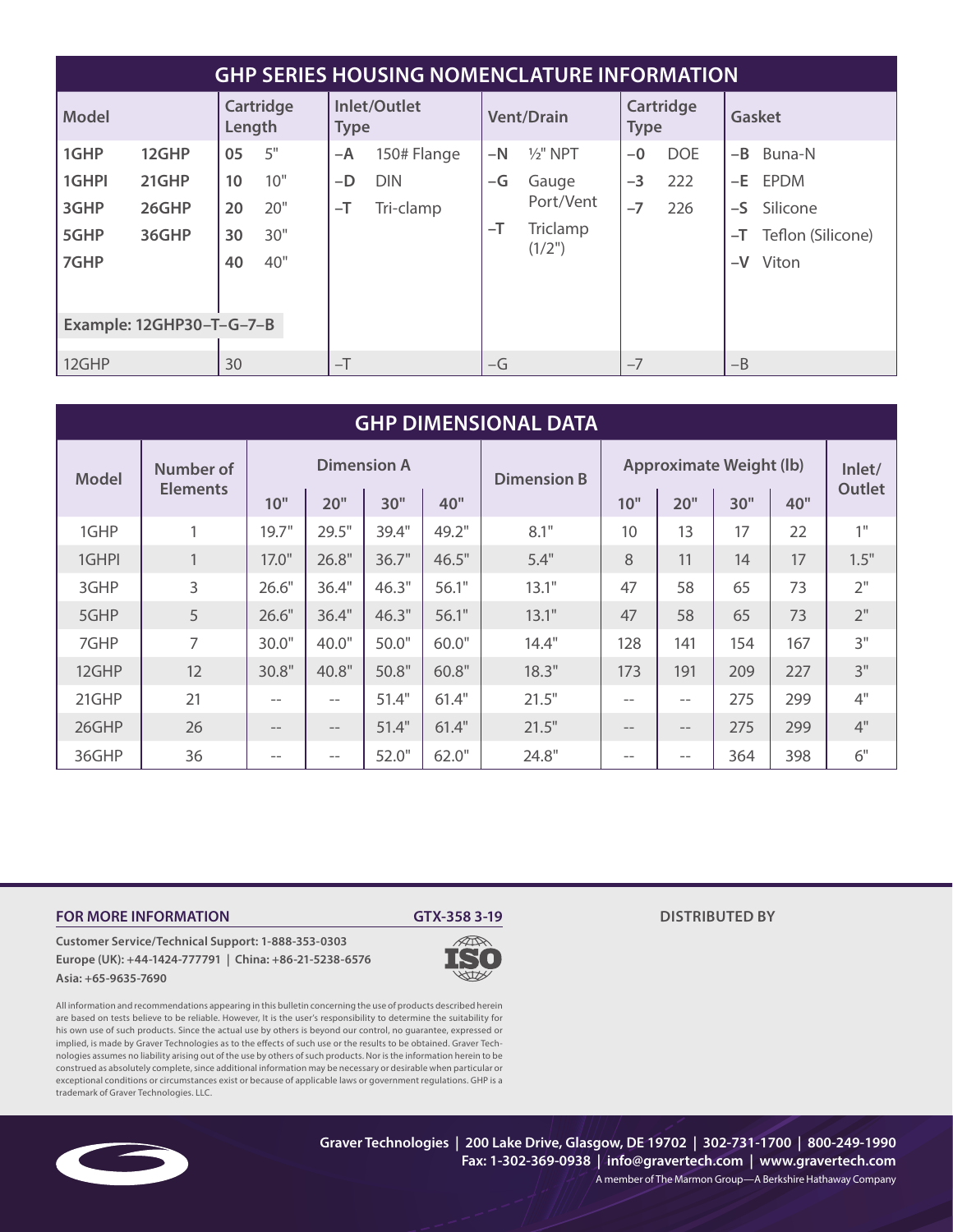## GHP SERIES HOUSING NOMENCLATURE INFORMATION

| Model | | Cartridge Length | | Inlet/Outlet Type | | Vent/Drain | | Cartridge Type | | Gasket | |
|---|---|---|---|---|---|---|---|---|---|---|---|
| 1GHP | 12GHP | 05 | 5" | –A | 150# Flange | –N | ½" NPT | –0 | DOE | –B | Buna-N |
| 1GHPI | 21GHP | 10 | 10" | –D | DIN | –G | Gauge Port/Vent | –3 | 222 | –E | EPDM |
| 3GHP | 26GHP | 20 | 20" | –T | Tri-clamp | –T | Triclamp (1/2") | –7 | 226 | –S | Silicone |
| 5GHP | 36GHP | 30 | 30" | | | | | | | –T | Teflon (Silicone) |
| 7GHP | | 40 | 40" | | | | | | | –V | Viton |

**Example: 12GHP30–T–G–7–B**

| 12GHP | 30 | –T | –G | –7 | –B |
|---|---|---|---|---|---|

## GHP DIMENSIONAL DATA

| Model | Number of Elements | Dimension A | | | | Dimension B | Approximate Weight (lb) | | | | Inlet/ Outlet |
|---|---|---|---|---|---|---|---|---|---|---|---|
| | | 10" | 20" | 30" | 40" | | 10" | 20" | 30" | 40" | |
| 1GHP | 1 | 19.7" | 29.5" | 39.4" | 49.2" | 8.1" | 10 | 13 | 17 | 22 | 1" |
| 1GHPI | 1 | 17.0" | 26.8" | 36.7" | 46.5" | 5.4" | 8 | 11 | 14 | 17 | 1.5" |
| 3GHP | 3 | 26.6" | 36.4" | 46.3" | 56.1" | 13.1" | 47 | 58 | 65 | 73 | 2" |
| 5GHP | 5 | 26.6" | 36.4" | 46.3" | 56.1" | 13.1" | 47 | 58 | 65 | 73 | 2" |
| 7GHP | 7 | 30.0" | 40.0" | 50.0" | 60.0" | 14.4" | 128 | 141 | 154 | 167 | 3" |
| 12GHP | 12 | 30.8" | 40.8" | 50.8" | 60.8" | 18.3" | 173 | 191 | 209 | 227 | 3" |
| 21GHP | 21 | -- | -- | 51.4" | 61.4" | 21.5" | -- | -- | 275 | 299 | 4" |
| 26GHP | 26 | -- | -- | 51.4" | 61.4" | 21.5" | -- | -- | 275 | 299 | 4" |
| 36GHP | 36 | -- | -- | 52.0" | 62.0" | 24.8" | -- | -- | 364 | 398 | 6" |

**FOR MORE INFORMATION**

**GTX-358 3-19**

**DISTRIBUTED BY**

**Customer Service/Technical Support: 1-888-353-0303**
**Europe (UK): +44-1424-777791 | China: +86-21-5238-6576**
**Asia: +65-9635-7690**

All information and recommendations appearing in this bulletin concerning the use of products described herein are based on tests believe to be reliable. However, It is the user's responsibility to determine the suitability for his own use of such products. Since the actual use by others is beyond our control, no guarantee, expressed or implied, is made by Graver Technologies as to the effects of such use or the results to be obtained. Graver Technologies assumes no liability arising out of the use by others of such products. Nor is the information herein to be construed as absolutely complete, since additional information may be necessary or desirable when particular or exceptional conditions or circumstances exist or because of applicable laws or government regulations. GHP is a trademark of Graver Technologies. LLC.

**Graver Technologies | 200 Lake Drive, Glasgow, DE 19702 | 302-731-1700 | 800-249-1990**
**Fax: 1-302-369-0938 | info@gravertech.com | www.gravertech.com**
A member of The Marmon Group—A Berkshire Hathaway Company